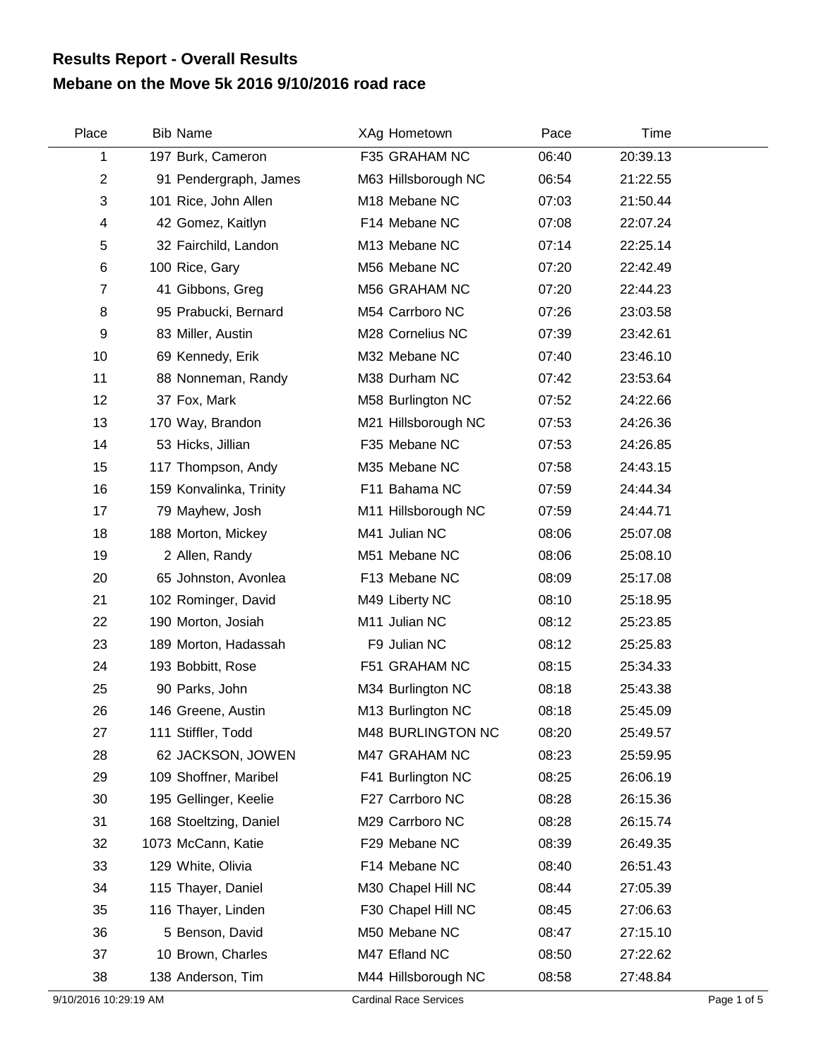## Results Report - Overall Results

## Mebane on the Move 5k 2016 9/10/2016 road race

| Place | Bib | Name | XAg | Hometown | Pace | Time |
|---|---|---|---|---|---|---|
| 1 | 197 | Burk, Cameron | F35 | GRAHAM NC | 06:40 | 20:39.13 |
| 2 | 91 | Pendergraph, James | M63 | Hillsborough NC | 06:54 | 21:22.55 |
| 3 | 101 | Rice, John Allen | M18 | Mebane NC | 07:03 | 21:50.44 |
| 4 | 42 | Gomez, Kaitlyn | F14 | Mebane NC | 07:08 | 22:07.24 |
| 5 | 32 | Fairchild, Landon | M13 | Mebane NC | 07:14 | 22:25.14 |
| 6 | 100 | Rice, Gary | M56 | Mebane NC | 07:20 | 22:42.49 |
| 7 | 41 | Gibbons, Greg | M56 | GRAHAM NC | 07:20 | 22:44.23 |
| 8 | 95 | Prabucki, Bernard | M54 | Carrboro NC | 07:26 | 23:03.58 |
| 9 | 83 | Miller, Austin | M28 | Cornelius NC | 07:39 | 23:42.61 |
| 10 | 69 | Kennedy, Erik | M32 | Mebane NC | 07:40 | 23:46.10 |
| 11 | 88 | Nonneman, Randy | M38 | Durham NC | 07:42 | 23:53.64 |
| 12 | 37 | Fox, Mark | M58 | Burlington NC | 07:52 | 24:22.66 |
| 13 | 170 | Way, Brandon | M21 | Hillsborough NC | 07:53 | 24:26.36 |
| 14 | 53 | Hicks, Jillian | F35 | Mebane NC | 07:53 | 24:26.85 |
| 15 | 117 | Thompson, Andy | M35 | Mebane NC | 07:58 | 24:43.15 |
| 16 | 159 | Konvalinka, Trinity | F11 | Bahama NC | 07:59 | 24:44.34 |
| 17 | 79 | Mayhew, Josh | M11 | Hillsborough NC | 07:59 | 24:44.71 |
| 18 | 188 | Morton, Mickey | M41 | Julian NC | 08:06 | 25:07.08 |
| 19 | 2 | Allen, Randy | M51 | Mebane NC | 08:06 | 25:08.10 |
| 20 | 65 | Johnston, Avonlea | F13 | Mebane NC | 08:09 | 25:17.08 |
| 21 | 102 | Rominger, David | M49 | Liberty NC | 08:10 | 25:18.95 |
| 22 | 190 | Morton, Josiah | M11 | Julian NC | 08:12 | 25:23.85 |
| 23 | 189 | Morton, Hadassah | F9 | Julian NC | 08:12 | 25:25.83 |
| 24 | 193 | Bobbitt, Rose | F51 | GRAHAM NC | 08:15 | 25:34.33 |
| 25 | 90 | Parks, John | M34 | Burlington NC | 08:18 | 25:43.38 |
| 26 | 146 | Greene, Austin | M13 | Burlington NC | 08:18 | 25:45.09 |
| 27 | 111 | Stiffler, Todd | M48 | BURLINGTON NC | 08:20 | 25:49.57 |
| 28 | 62 | JACKSON, JOWEN | M47 | GRAHAM NC | 08:23 | 25:59.95 |
| 29 | 109 | Shoffner, Maribel | F41 | Burlington NC | 08:25 | 26:06.19 |
| 30 | 195 | Gellinger, Keelie | F27 | Carrboro NC | 08:28 | 26:15.36 |
| 31 | 168 | Stoeltzing, Daniel | M29 | Carrboro NC | 08:28 | 26:15.74 |
| 32 | 1073 | McCann, Katie | F29 | Mebane NC | 08:39 | 26:49.35 |
| 33 | 129 | White, Olivia | F14 | Mebane NC | 08:40 | 26:51.43 |
| 34 | 115 | Thayer, Daniel | M30 | Chapel Hill NC | 08:44 | 27:05.39 |
| 35 | 116 | Thayer, Linden | F30 | Chapel Hill NC | 08:45 | 27:06.63 |
| 36 | 5 | Benson, David | M50 | Mebane NC | 08:47 | 27:15.10 |
| 37 | 10 | Brown, Charles | M47 | Efland NC | 08:50 | 27:22.62 |
| 38 | 138 | Anderson, Tim | M44 | Hillsborough NC | 08:58 | 27:48.84 |

9/10/2016 10:29:19 AM — Cardinal Race Services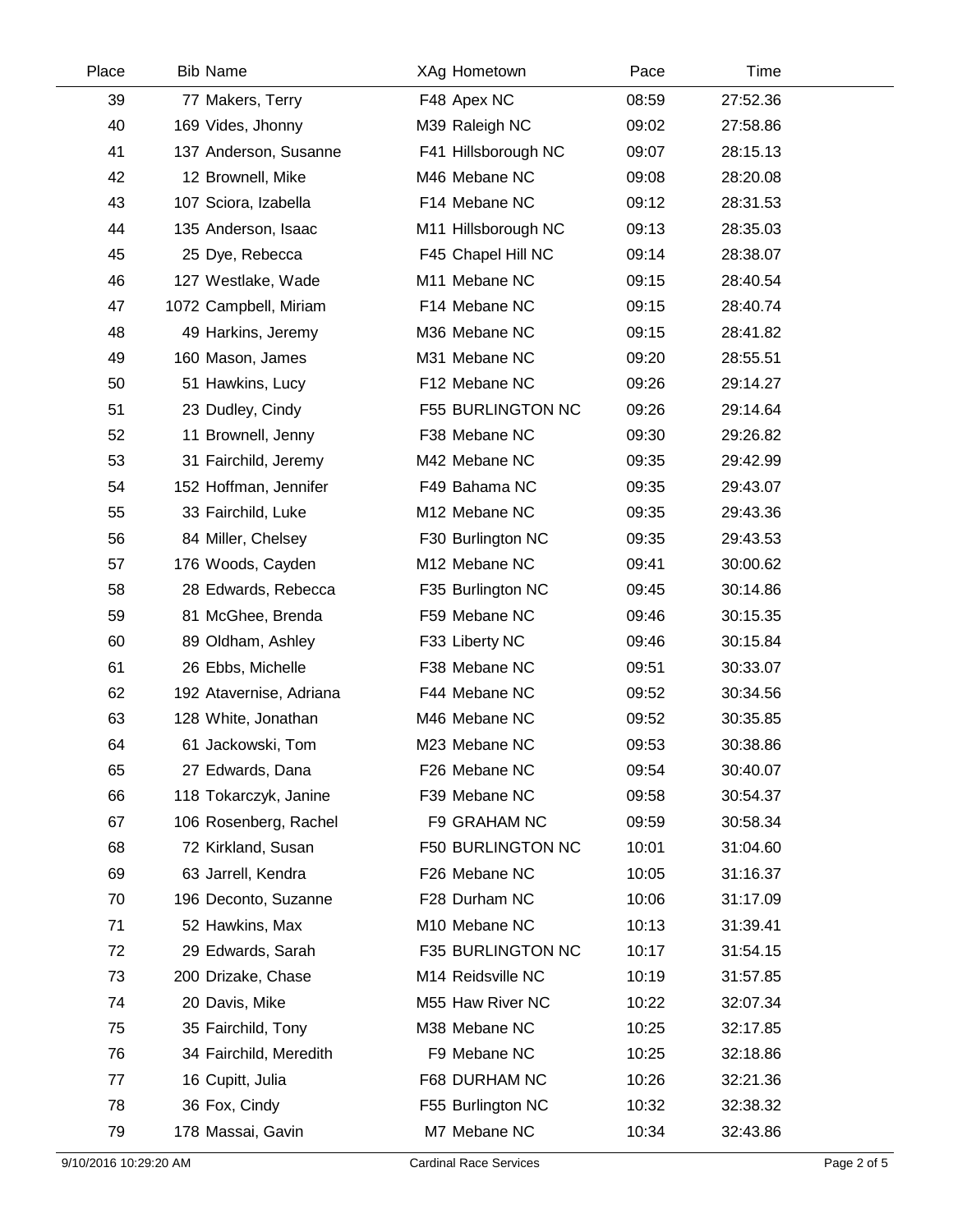| Place | Bib | Name | XAg | Hometown | Pace | Time |
|---|---|---|---|---|---|---|
| 39 | 77 | Makers, Terry | F48 | Apex NC | 08:59 | 27:52.36 |
| 40 | 169 | Vides, Jhonny | M39 | Raleigh NC | 09:02 | 27:58.86 |
| 41 | 137 | Anderson, Susanne | F41 | Hillsborough NC | 09:07 | 28:15.13 |
| 42 | 12 | Brownell, Mike | M46 | Mebane NC | 09:08 | 28:20.08 |
| 43 | 107 | Sciora, Izabella | F14 | Mebane NC | 09:12 | 28:31.53 |
| 44 | 135 | Anderson, Isaac | M11 | Hillsborough NC | 09:13 | 28:35.03 |
| 45 | 25 | Dye, Rebecca | F45 | Chapel Hill NC | 09:14 | 28:38.07 |
| 46 | 127 | Westlake, Wade | M11 | Mebane NC | 09:15 | 28:40.54 |
| 47 | 1072 | Campbell, Miriam | F14 | Mebane NC | 09:15 | 28:40.74 |
| 48 | 49 | Harkins, Jeremy | M36 | Mebane NC | 09:15 | 28:41.82 |
| 49 | 160 | Mason, James | M31 | Mebane NC | 09:20 | 28:55.51 |
| 50 | 51 | Hawkins, Lucy | F12 | Mebane NC | 09:26 | 29:14.27 |
| 51 | 23 | Dudley, Cindy | F55 | BURLINGTON NC | 09:26 | 29:14.64 |
| 52 | 11 | Brownell, Jenny | F38 | Mebane NC | 09:30 | 29:26.82 |
| 53 | 31 | Fairchild, Jeremy | M42 | Mebane NC | 09:35 | 29:42.99 |
| 54 | 152 | Hoffman, Jennifer | F49 | Bahama NC | 09:35 | 29:43.07 |
| 55 | 33 | Fairchild, Luke | M12 | Mebane NC | 09:35 | 29:43.36 |
| 56 | 84 | Miller, Chelsey | F30 | Burlington NC | 09:35 | 29:43.53 |
| 57 | 176 | Woods, Cayden | M12 | Mebane NC | 09:41 | 30:00.62 |
| 58 | 28 | Edwards, Rebecca | F35 | Burlington NC | 09:45 | 30:14.86 |
| 59 | 81 | McGhee, Brenda | F59 | Mebane NC | 09:46 | 30:15.35 |
| 60 | 89 | Oldham, Ashley | F33 | Liberty NC | 09:46 | 30:15.84 |
| 61 | 26 | Ebbs, Michelle | F38 | Mebane NC | 09:51 | 30:33.07 |
| 62 | 192 | Atavernise, Adriana | F44 | Mebane NC | 09:52 | 30:34.56 |
| 63 | 128 | White, Jonathan | M46 | Mebane NC | 09:52 | 30:35.85 |
| 64 | 61 | Jackowski, Tom | M23 | Mebane NC | 09:53 | 30:38.86 |
| 65 | 27 | Edwards, Dana | F26 | Mebane NC | 09:54 | 30:40.07 |
| 66 | 118 | Tokarczyk, Janine | F39 | Mebane NC | 09:58 | 30:54.37 |
| 67 | 106 | Rosenberg, Rachel | F9 | GRAHAM NC | 09:59 | 30:58.34 |
| 68 | 72 | Kirkland, Susan | F50 | BURLINGTON NC | 10:01 | 31:04.60 |
| 69 | 63 | Jarrell, Kendra | F26 | Mebane NC | 10:05 | 31:16.37 |
| 70 | 196 | Deconto, Suzanne | F28 | Durham NC | 10:06 | 31:17.09 |
| 71 | 52 | Hawkins, Max | M10 | Mebane NC | 10:13 | 31:39.41 |
| 72 | 29 | Edwards, Sarah | F35 | BURLINGTON NC | 10:17 | 31:54.15 |
| 73 | 200 | Drizake, Chase | M14 | Reidsville NC | 10:19 | 31:57.85 |
| 74 | 20 | Davis, Mike | M55 | Haw River NC | 10:22 | 32:07.34 |
| 75 | 35 | Fairchild, Tony | M38 | Mebane NC | 10:25 | 32:17.85 |
| 76 | 34 | Fairchild, Meredith | F9 | Mebane NC | 10:25 | 32:18.86 |
| 77 | 16 | Cupitt, Julia | F68 | DURHAM NC | 10:26 | 32:21.36 |
| 78 | 36 | Fox, Cindy | F55 | Burlington NC | 10:32 | 32:38.32 |
| 79 | 178 | Massai, Gavin | M7 | Mebane NC | 10:34 | 32:43.86 |

9/10/2016 10:29:20 AM Cardinal Race Services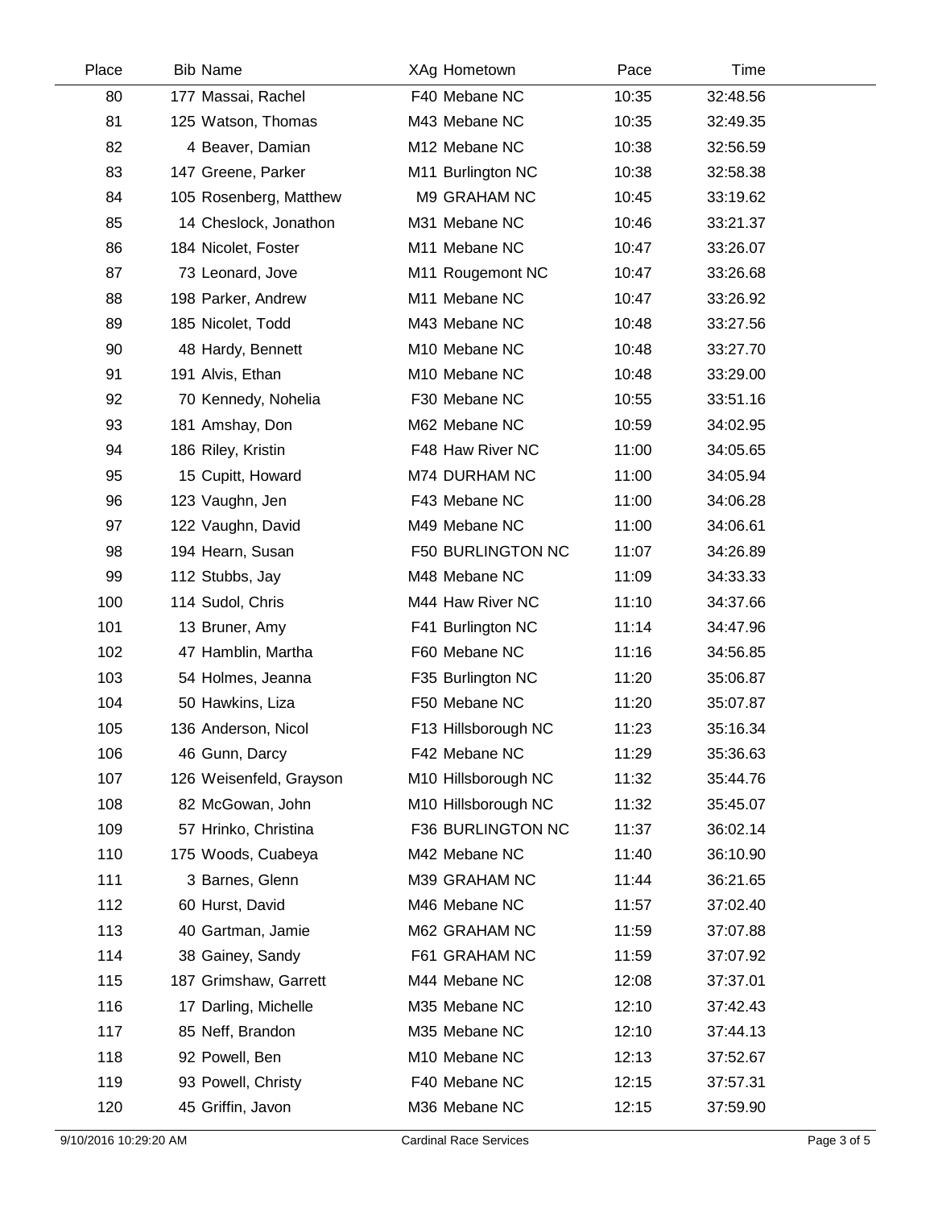| Place | Bib | Name | XAg | Hometown | Pace | Time |
|---|---|---|---|---|---|---|
| 80 | 177 | Massai, Rachel | F40 | Mebane NC | 10:35 | 32:48.56 |
| 81 | 125 | Watson, Thomas | M43 | Mebane NC | 10:35 | 32:49.35 |
| 82 | 4 | Beaver, Damian | M12 | Mebane NC | 10:38 | 32:56.59 |
| 83 | 147 | Greene, Parker | M11 | Burlington NC | 10:38 | 32:58.38 |
| 84 | 105 | Rosenberg, Matthew | M9 | GRAHAM NC | 10:45 | 33:19.62 |
| 85 | 14 | Cheslock, Jonathon | M31 | Mebane NC | 10:46 | 33:21.37 |
| 86 | 184 | Nicolet, Foster | M11 | Mebane NC | 10:47 | 33:26.07 |
| 87 | 73 | Leonard, Jove | M11 | Rougemont NC | 10:47 | 33:26.68 |
| 88 | 198 | Parker, Andrew | M11 | Mebane NC | 10:47 | 33:26.92 |
| 89 | 185 | Nicolet, Todd | M43 | Mebane NC | 10:48 | 33:27.56 |
| 90 | 48 | Hardy, Bennett | M10 | Mebane NC | 10:48 | 33:27.70 |
| 91 | 191 | Alvis, Ethan | M10 | Mebane NC | 10:48 | 33:29.00 |
| 92 | 70 | Kennedy, Nohelia | F30 | Mebane NC | 10:55 | 33:51.16 |
| 93 | 181 | Amshay, Don | M62 | Mebane NC | 10:59 | 34:02.95 |
| 94 | 186 | Riley, Kristin | F48 | Haw River NC | 11:00 | 34:05.65 |
| 95 | 15 | Cupitt, Howard | M74 | DURHAM NC | 11:00 | 34:05.94 |
| 96 | 123 | Vaughn, Jen | F43 | Mebane NC | 11:00 | 34:06.28 |
| 97 | 122 | Vaughn, David | M49 | Mebane NC | 11:00 | 34:06.61 |
| 98 | 194 | Hearn, Susan | F50 | BURLINGTON NC | 11:07 | 34:26.89 |
| 99 | 112 | Stubbs, Jay | M48 | Mebane NC | 11:09 | 34:33.33 |
| 100 | 114 | Sudol, Chris | M44 | Haw River NC | 11:10 | 34:37.66 |
| 101 | 13 | Bruner, Amy | F41 | Burlington NC | 11:14 | 34:47.96 |
| 102 | 47 | Hamblin, Martha | F60 | Mebane NC | 11:16 | 34:56.85 |
| 103 | 54 | Holmes, Jeanna | F35 | Burlington NC | 11:20 | 35:06.87 |
| 104 | 50 | Hawkins, Liza | F50 | Mebane NC | 11:20 | 35:07.87 |
| 105 | 136 | Anderson, Nicol | F13 | Hillsborough NC | 11:23 | 35:16.34 |
| 106 | 46 | Gunn, Darcy | F42 | Mebane NC | 11:29 | 35:36.63 |
| 107 | 126 | Weisenfeld, Grayson | M10 | Hillsborough NC | 11:32 | 35:44.76 |
| 108 | 82 | McGowan, John | M10 | Hillsborough NC | 11:32 | 35:45.07 |
| 109 | 57 | Hrinko, Christina | F36 | BURLINGTON NC | 11:37 | 36:02.14 |
| 110 | 175 | Woods, Cuabeya | M42 | Mebane NC | 11:40 | 36:10.90 |
| 111 | 3 | Barnes, Glenn | M39 | GRAHAM NC | 11:44 | 36:21.65 |
| 112 | 60 | Hurst, David | M46 | Mebane NC | 11:57 | 37:02.40 |
| 113 | 40 | Gartman, Jamie | M62 | GRAHAM NC | 11:59 | 37:07.88 |
| 114 | 38 | Gainey, Sandy | F61 | GRAHAM NC | 11:59 | 37:07.92 |
| 115 | 187 | Grimshaw, Garrett | M44 | Mebane NC | 12:08 | 37:37.01 |
| 116 | 17 | Darling, Michelle | M35 | Mebane NC | 12:10 | 37:42.43 |
| 117 | 85 | Neff, Brandon | M35 | Mebane NC | 12:10 | 37:44.13 |
| 118 | 92 | Powell, Ben | M10 | Mebane NC | 12:13 | 37:52.67 |
| 119 | 93 | Powell, Christy | F40 | Mebane NC | 12:15 | 37:57.31 |
| 120 | 45 | Griffin, Javon | M36 | Mebane NC | 12:15 | 37:59.90 |

9/10/2016 10:29:20 AM Cardinal Race Services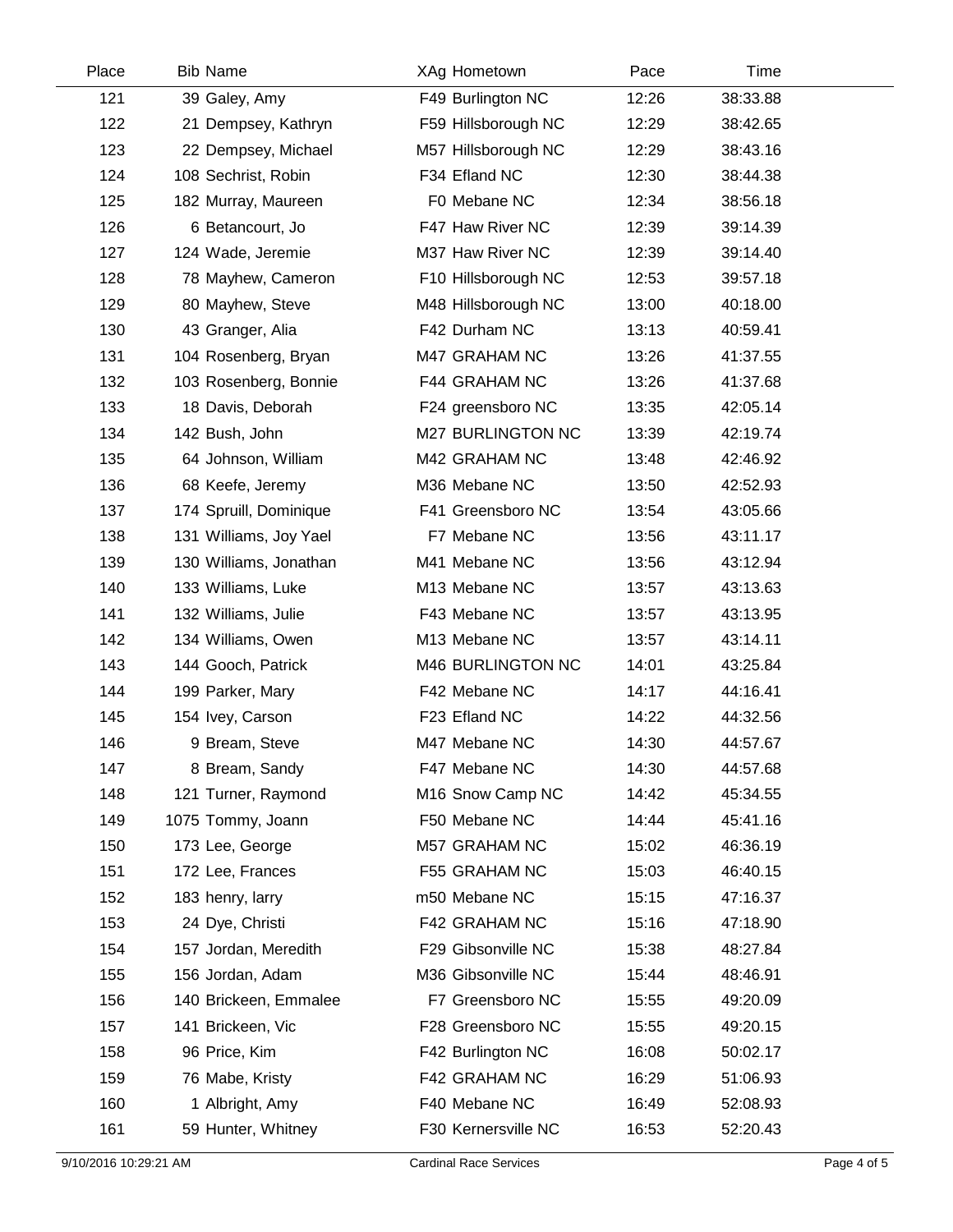| Place | Bib | Name | XAg | Hometown | Pace | Time |
|---|---|---|---|---|---|---|
| 121 | 39 | Galey, Amy | F49 | Burlington NC | 12:26 | 38:33.88 |
| 122 | 21 | Dempsey, Kathryn | F59 | Hillsborough NC | 12:29 | 38:42.65 |
| 123 | 22 | Dempsey, Michael | M57 | Hillsborough NC | 12:29 | 38:43.16 |
| 124 | 108 | Sechrist, Robin | F34 | Efland NC | 12:30 | 38:44.38 |
| 125 | 182 | Murray, Maureen | F0 | Mebane NC | 12:34 | 38:56.18 |
| 126 | 6 | Betancourt, Jo | F47 | Haw River NC | 12:39 | 39:14.39 |
| 127 | 124 | Wade, Jeremie | M37 | Haw River NC | 12:39 | 39:14.40 |
| 128 | 78 | Mayhew, Cameron | F10 | Hillsborough NC | 12:53 | 39:57.18 |
| 129 | 80 | Mayhew, Steve | M48 | Hillsborough NC | 13:00 | 40:18.00 |
| 130 | 43 | Granger, Alia | F42 | Durham NC | 13:13 | 40:59.41 |
| 131 | 104 | Rosenberg, Bryan | M47 | GRAHAM NC | 13:26 | 41:37.55 |
| 132 | 103 | Rosenberg, Bonnie | F44 | GRAHAM NC | 13:26 | 41:37.68 |
| 133 | 18 | Davis, Deborah | F24 | greensboro NC | 13:35 | 42:05.14 |
| 134 | 142 | Bush, John | M27 | BURLINGTON NC | 13:39 | 42:19.74 |
| 135 | 64 | Johnson, William | M42 | GRAHAM NC | 13:48 | 42:46.92 |
| 136 | 68 | Keefe, Jeremy | M36 | Mebane NC | 13:50 | 42:52.93 |
| 137 | 174 | Spruill, Dominique | F41 | Greensboro NC | 13:54 | 43:05.66 |
| 138 | 131 | Williams, Joy Yael | F7 | Mebane NC | 13:56 | 43:11.17 |
| 139 | 130 | Williams, Jonathan | M41 | Mebane NC | 13:56 | 43:12.94 |
| 140 | 133 | Williams, Luke | M13 | Mebane NC | 13:57 | 43:13.63 |
| 141 | 132 | Williams, Julie | F43 | Mebane NC | 13:57 | 43:13.95 |
| 142 | 134 | Williams, Owen | M13 | Mebane NC | 13:57 | 43:14.11 |
| 143 | 144 | Gooch, Patrick | M46 | BURLINGTON NC | 14:01 | 43:25.84 |
| 144 | 199 | Parker, Mary | F42 | Mebane NC | 14:17 | 44:16.41 |
| 145 | 154 | Ivey, Carson | F23 | Efland NC | 14:22 | 44:32.56 |
| 146 | 9 | Bream, Steve | M47 | Mebane NC | 14:30 | 44:57.67 |
| 147 | 8 | Bream, Sandy | F47 | Mebane NC | 14:30 | 44:57.68 |
| 148 | 121 | Turner, Raymond | M16 | Snow Camp NC | 14:42 | 45:34.55 |
| 149 | 1075 | Tommy, Joann | F50 | Mebane NC | 14:44 | 45:41.16 |
| 150 | 173 | Lee, George | M57 | GRAHAM NC | 15:02 | 46:36.19 |
| 151 | 172 | Lee, Frances | F55 | GRAHAM NC | 15:03 | 46:40.15 |
| 152 | 183 | henry, larry | m50 | Mebane NC | 15:15 | 47:16.37 |
| 153 | 24 | Dye, Christi | F42 | GRAHAM NC | 15:16 | 47:18.90 |
| 154 | 157 | Jordan, Meredith | F29 | Gibsonville NC | 15:38 | 48:27.84 |
| 155 | 156 | Jordan, Adam | M36 | Gibsonville NC | 15:44 | 48:46.91 |
| 156 | 140 | Brickeen, Emmalee | F7 | Greensboro NC | 15:55 | 49:20.09 |
| 157 | 141 | Brickeen, Vic | F28 | Greensboro NC | 15:55 | 49:20.15 |
| 158 | 96 | Price, Kim | F42 | Burlington NC | 16:08 | 50:02.17 |
| 159 | 76 | Mabe, Kristy | F42 | GRAHAM NC | 16:29 | 51:06.93 |
| 160 | 1 | Albright, Amy | F40 | Mebane NC | 16:49 | 52:08.93 |
| 161 | 59 | Hunter, Whitney | F30 | Kernersville NC | 16:53 | 52:20.43 |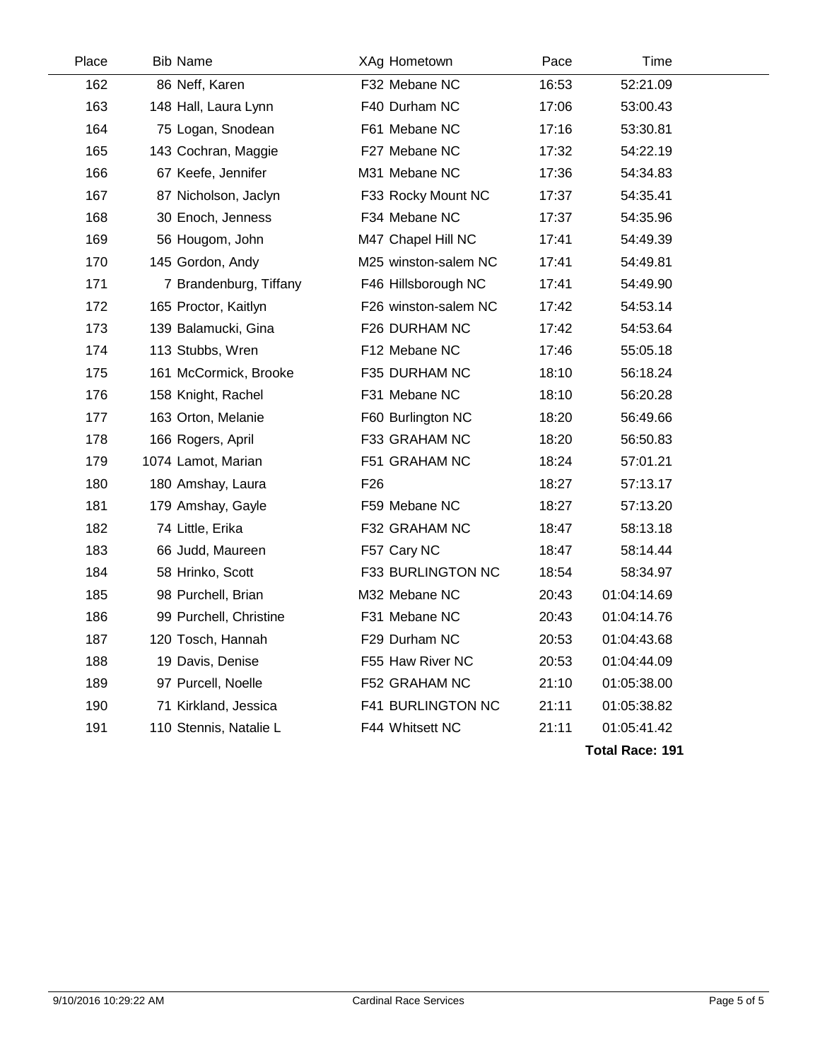| Place | Bib | Name | XAg | Hometown | Pace | Time |
|---|---|---|---|---|---|---|
| 162 | 86 | Neff, Karen | F32 | Mebane NC | 16:53 | 52:21.09 |
| 163 | 148 | Hall, Laura Lynn | F40 | Durham NC | 17:06 | 53:00.43 |
| 164 | 75 | Logan, Snodean | F61 | Mebane NC | 17:16 | 53:30.81 |
| 165 | 143 | Cochran, Maggie | F27 | Mebane NC | 17:32 | 54:22.19 |
| 166 | 67 | Keefe, Jennifer | M31 | Mebane NC | 17:36 | 54:34.83 |
| 167 | 87 | Nicholson, Jaclyn | F33 | Rocky Mount NC | 17:37 | 54:35.41 |
| 168 | 30 | Enoch, Jenness | F34 | Mebane NC | 17:37 | 54:35.96 |
| 169 | 56 | Hougom, John | M47 | Chapel Hill NC | 17:41 | 54:49.39 |
| 170 | 145 | Gordon, Andy | M25 | winston-salem NC | 17:41 | 54:49.81 |
| 171 | 7 | Brandenburg, Tiffany | F46 | Hillsborough NC | 17:41 | 54:49.90 |
| 172 | 165 | Proctor, Kaitlyn | F26 | winston-salem NC | 17:42 | 54:53.14 |
| 173 | 139 | Balamucki, Gina | F26 | DURHAM NC | 17:42 | 54:53.64 |
| 174 | 113 | Stubbs, Wren | F12 | Mebane NC | 17:46 | 55:05.18 |
| 175 | 161 | McCormick, Brooke | F35 | DURHAM NC | 18:10 | 56:18.24 |
| 176 | 158 | Knight, Rachel | F31 | Mebane NC | 18:10 | 56:20.28 |
| 177 | 163 | Orton, Melanie | F60 | Burlington NC | 18:20 | 56:49.66 |
| 178 | 166 | Rogers, April | F33 | GRAHAM NC | 18:20 | 56:50.83 |
| 179 | 1074 | Lamot, Marian | F51 | GRAHAM NC | 18:24 | 57:01.21 |
| 180 | 180 | Amshay, Laura | F26 | | 18:27 | 57:13.17 |
| 181 | 179 | Amshay, Gayle | F59 | Mebane NC | 18:27 | 57:13.20 |
| 182 | 74 | Little, Erika | F32 | GRAHAM NC | 18:47 | 58:13.18 |
| 183 | 66 | Judd, Maureen | F57 | Cary NC | 18:47 | 58:14.44 |
| 184 | 58 | Hrinko, Scott | F33 | BURLINGTON NC | 18:54 | 58:34.97 |
| 185 | 98 | Purchell, Brian | M32 | Mebane NC | 20:43 | 01:04:14.69 |
| 186 | 99 | Purchell, Christine | F31 | Mebane NC | 20:43 | 01:04:14.76 |
| 187 | 120 | Tosch, Hannah | F29 | Durham NC | 20:53 | 01:04:43.68 |
| 188 | 19 | Davis, Denise | F55 | Haw River NC | 20:53 | 01:04:44.09 |
| 189 | 97 | Purcell, Noelle | F52 | GRAHAM NC | 21:10 | 01:05:38.00 |
| 190 | 71 | Kirkland, Jessica | F41 | BURLINGTON NC | 21:11 | 01:05:38.82 |
| 191 | 110 | Stennis, Natalie L | F44 | Whitsett NC | 21:11 | 01:05:41.42 |

**Total Race: 191**

9/10/2016 10:29:22 AM — Cardinal Race Services